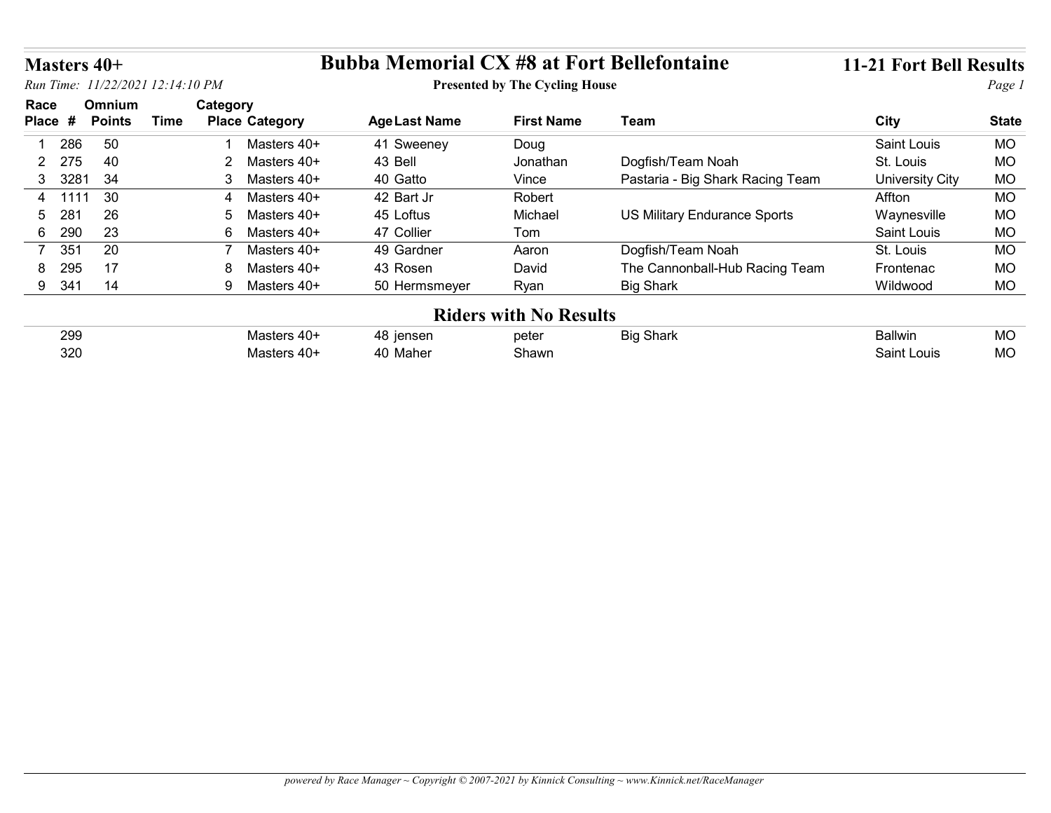# Bubba Memorial CX #8 at Fort Bellefontaine

**Presented by The Cycling House**

## Masters 40+

*Run Time: 11/22/2021 12:14:10 PM*

**11-21 Fort Bell Results**

| Race Place | # | Omnium Points | Time | Category Place | Category | Age | Last Name | First Name | Team | City | State |
|---|---|---|---|---|---|---|---|---|---|---|---|
| 1 | 286 | 50 | | 1 | Masters 40+ | 41 | Sweeney | Doug | | Saint Louis | MO |
| 2 | 275 | 40 | | 2 | Masters 40+ | 43 | Bell | Jonathan | Dogfish/Team Noah | St. Louis | MO |
| 3 | 3281 | 34 | | 3 | Masters 40+ | 40 | Gatto | Vince | Pastaria - Big Shark Racing Team | University City | MO |
| 4 | 1111 | 30 | | 4 | Masters 40+ | 42 | Bart Jr | Robert | | Affton | MO |
| 5 | 281 | 26 | | 5 | Masters 40+ | 45 | Loftus | Michael | US Military Endurance Sports | Waynesville | MO |
| 6 | 290 | 23 | | 6 | Masters 40+ | 47 | Collier | Tom | | Saint Louis | MO |
| 7 | 351 | 20 | | 7 | Masters 40+ | 49 | Gardner | Aaron | Dogfish/Team Noah | St. Louis | MO |
| 8 | 295 | 17 | | 8 | Masters 40+ | 43 | Rosen | David | The Cannonball-Hub Racing Team | Frontenac | MO |
| 9 | 341 | 14 | | 9 | Masters 40+ | 50 | Hermsmeyer | Ryan | Big Shark | Wildwood | MO |

### Riders with No Results

| Race Place | # | Omnium Points | Time | Category Place | Category | Age | Last Name | First Name | Team | City | State |
|---|---|---|---|---|---|---|---|---|---|---|---|
| | 299 | | | | Masters 40+ | 48 | jensen | peter | Big Shark | Ballwin | MO |
| | 320 | | | | Masters 40+ | 40 | Maher | Shawn | | Saint Louis | MO |

*powered by Race Manager ~ Copyright © 2007-2021 by Kinnick Consulting ~ www.Kinnick.net/RaceManager*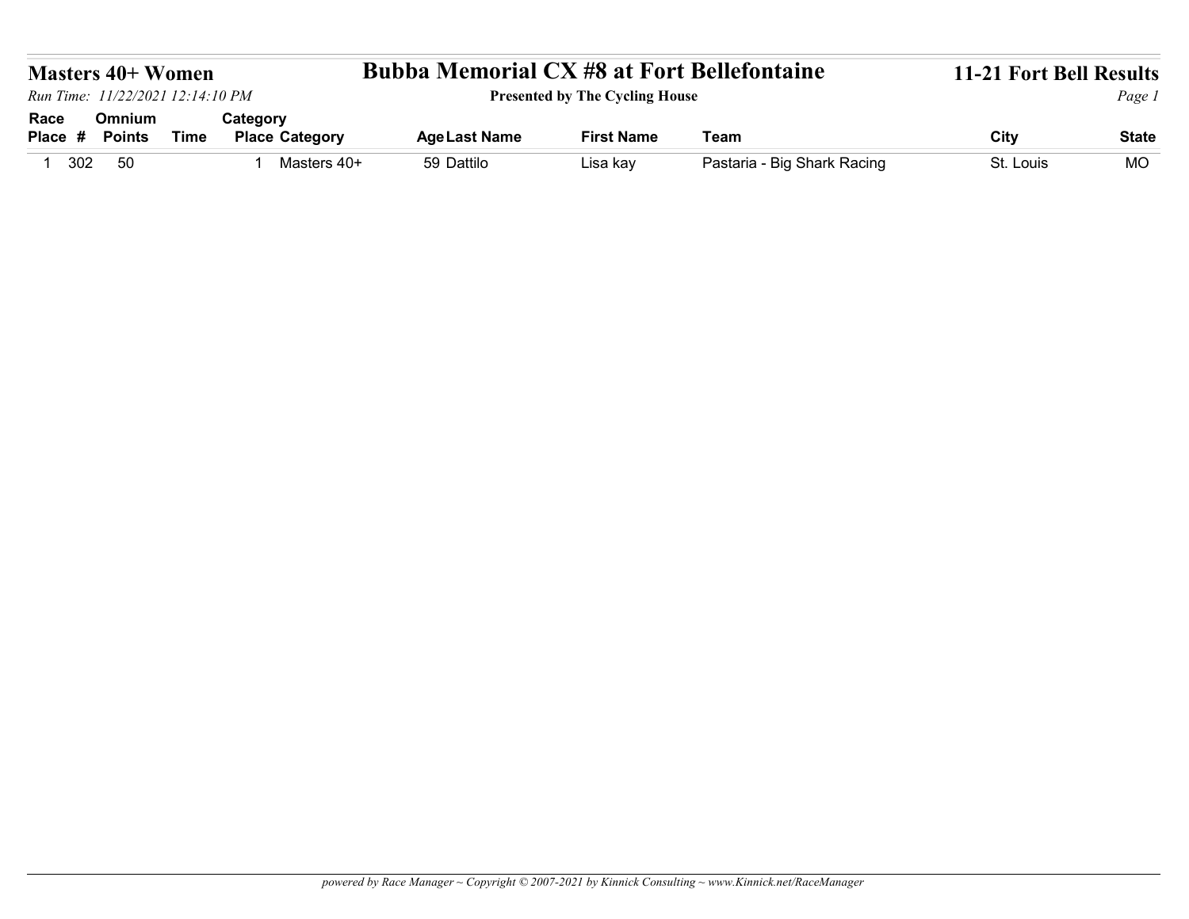# Masters 40+ Women

## Bubba Memorial CX #8 at Fort Bellefontaine

**Presented by The Cycling House**

**11-21 Fort Bell Results**

*Run Time: 11/22/2021 12:14:10 PM*

| Race Place | # | Omnium Points | Time | Category Place | Category | Age | Last Name | First Name | Team | City | State |
|---|---|---|---|---|---|---|---|---|---|---|---|
| 1 | 302 | 50 | | 1 | Masters 40+ | 59 | Dattilo | Lisa kay | Pastaria - Big Shark Racing | St. Louis | MO |

*powered by Race Manager ~ Copyright © 2007-2021 by Kinnick Consulting ~ www.Kinnick.net/RaceManager*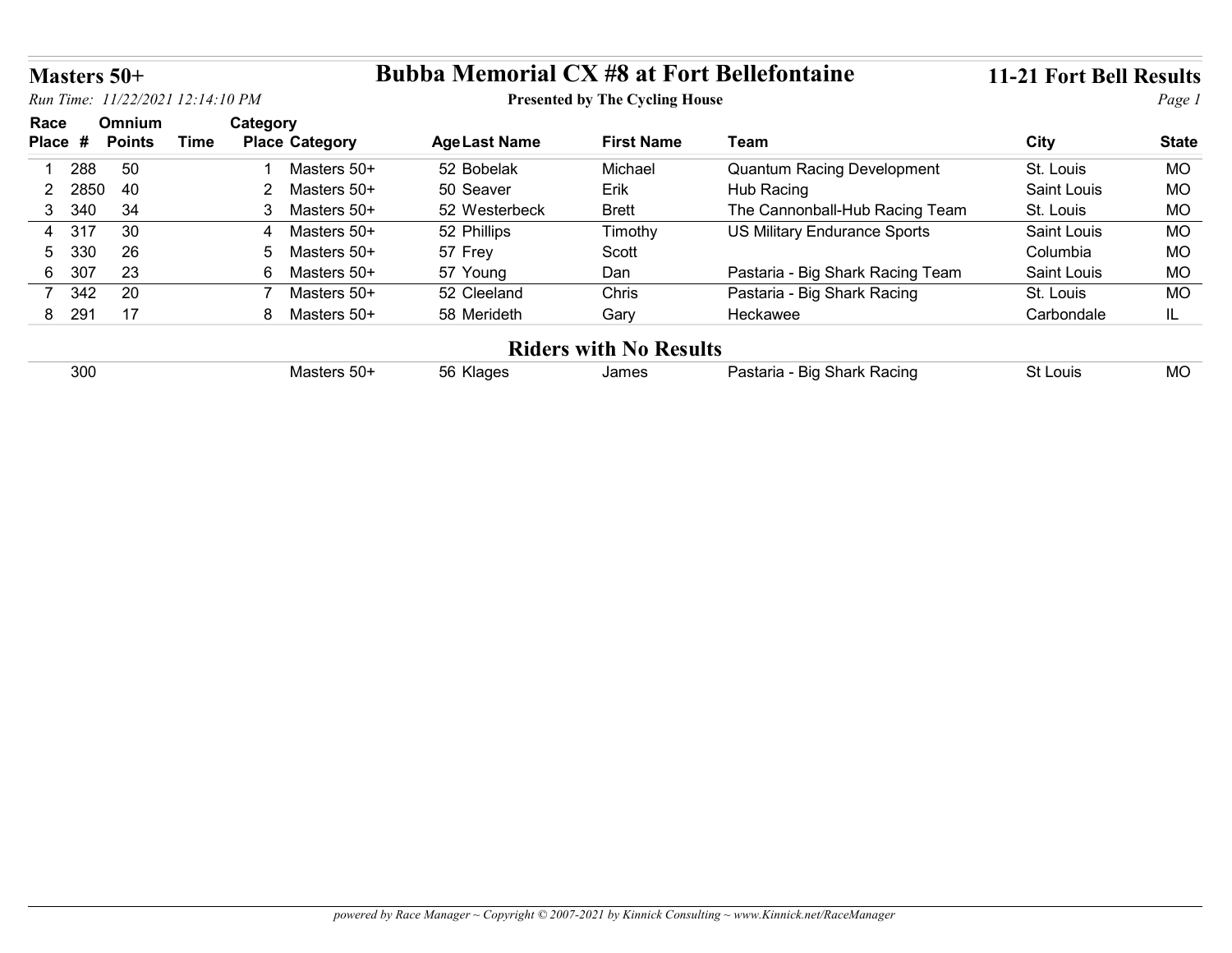# Masters 50+

**Bubba Memorial CX #8 at Fort Bellefontaine**

**Presented by The Cycling House**

**11-21 Fort Bell Results**

*Run Time: 11/22/2021 12:14:10 PM*

| Race Place | # | Omnium Points | Time | Category Place | Category | Age | Last Name | First Name | Team | City | State |
|---|---|---|---|---|---|---|---|---|---|---|---|
| 1 | 288 | 50 | | 1 | Masters 50+ | 52 | Bobelak | Michael | Quantum Racing Development | St. Louis | MO |
| 2 | 2850 | 40 | | 2 | Masters 50+ | 50 | Seaver | Erik | Hub Racing | Saint Louis | MO |
| 3 | 340 | 34 | | 3 | Masters 50+ | 52 | Westerbeck | Brett | The Cannonball-Hub Racing Team | St. Louis | MO |
| 4 | 317 | 30 | | 4 | Masters 50+ | 52 | Phillips | Timothy | US Military Endurance Sports | Saint Louis | MO |
| 5 | 330 | 26 | | 5 | Masters 50+ | 57 | Frey | Scott | | Columbia | MO |
| 6 | 307 | 23 | | 6 | Masters 50+ | 57 | Young | Dan | Pastaria - Big Shark Racing Team | Saint Louis | MO |
| 7 | 342 | 20 | | 7 | Masters 50+ | 52 | Cleeland | Chris | Pastaria - Big Shark Racing | St. Louis | MO |
| 8 | 291 | 17 | | 8 | Masters 50+ | 58 | Merideth | Gary | Heckawee | Carbondale | IL |

## Riders with No Results

| Race Place | # | Omnium Points | Time | Category Place | Category | Age | Last Name | First Name | Team | City | State |
|---|---|---|---|---|---|---|---|---|---|---|---|
| | 300 | | | | Masters 50+ | 56 | Klages | James | Pastaria - Big Shark Racing | St Louis | MO |

*powered by Race Manager ~ Copyright © 2007-2021 by Kinnick Consulting ~ www.Kinnick.net/RaceManager*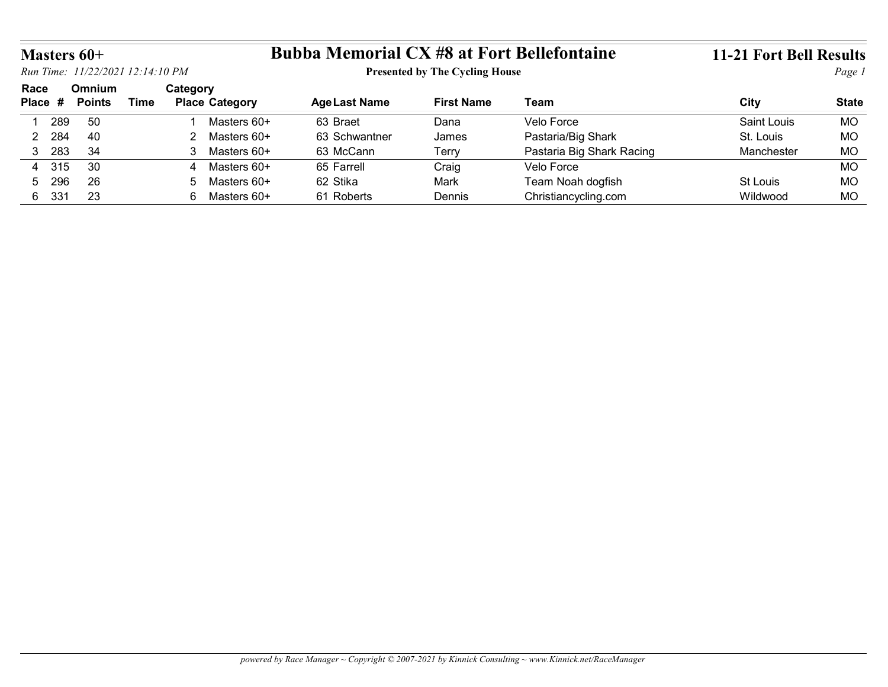# Masters 60+

## Bubba Memorial CX #8 at Fort Bellefontaine

**Presented by The Cycling House**

**11-21 Fort Bell Results**

*Run Time: 11/22/2021 12:14:10 PM*

| Race Place | # | Omnium Points | Time | Category Place | Category | Age | Last Name | First Name | Team | City | State |
|---|---|---|---|---|---|---|---|---|---|---|---|
| 1 | 289 | 50 | | 1 | Masters 60+ | 63 | Braet | Dana | Velo Force | Saint Louis | MO |
| 2 | 284 | 40 | | 2 | Masters 60+ | 63 | Schwantner | James | Pastaria/Big Shark | St. Louis | MO |
| 3 | 283 | 34 | | 3 | Masters 60+ | 63 | McCann | Terry | Pastaria Big Shark Racing | Manchester | MO |
| 4 | 315 | 30 | | 4 | Masters 60+ | 65 | Farrell | Craig | Velo Force | | MO |
| 5 | 296 | 26 | | 5 | Masters 60+ | 62 | Stika | Mark | Team Noah dogfish | St Louis | MO |
| 6 | 331 | 23 | | 6 | Masters 60+ | 61 | Roberts | Dennis | Christiancycling.com | Wildwood | MO |

*powered by Race Manager ~ Copyright © 2007-2021 by Kinnick Consulting ~ www.Kinnick.net/RaceManager*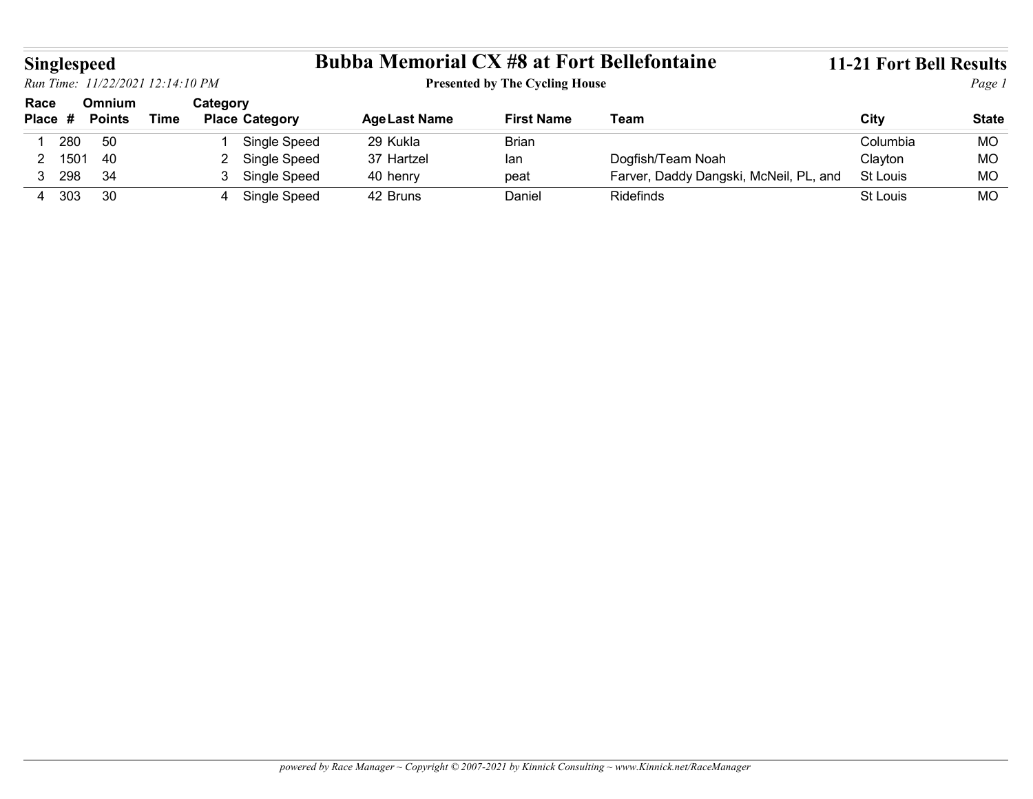## Singlespeed

# Bubba Memorial CX #8 at Fort Bellefontaine

**Presented by The Cycling House**

**11-21 Fort Bell Results**

*Run Time: 11/22/2021 12:14:10 PM*

| Race Place | # | Omnium Points | Time | Category Place | Category | Age | Last Name | First Name | Team | City | State |
|---|---|---|---|---|---|---|---|---|---|---|---|
| 1 | 280 | 50 | | 1 | Single Speed | 29 | Kukla | Brian | | Columbia | MO |
| 2 | 1501 | 40 | | 2 | Single Speed | 37 | Hartzel | Ian | Dogfish/Team Noah | Clayton | MO |
| 3 | 298 | 34 | | 3 | Single Speed | 40 | henry | peat | Farver, Daddy Dangski, McNeil, PL, and | St Louis | MO |
| 4 | 303 | 30 | | 4 | Single Speed | 42 | Bruns | Daniel | Ridefinds | St Louis | MO |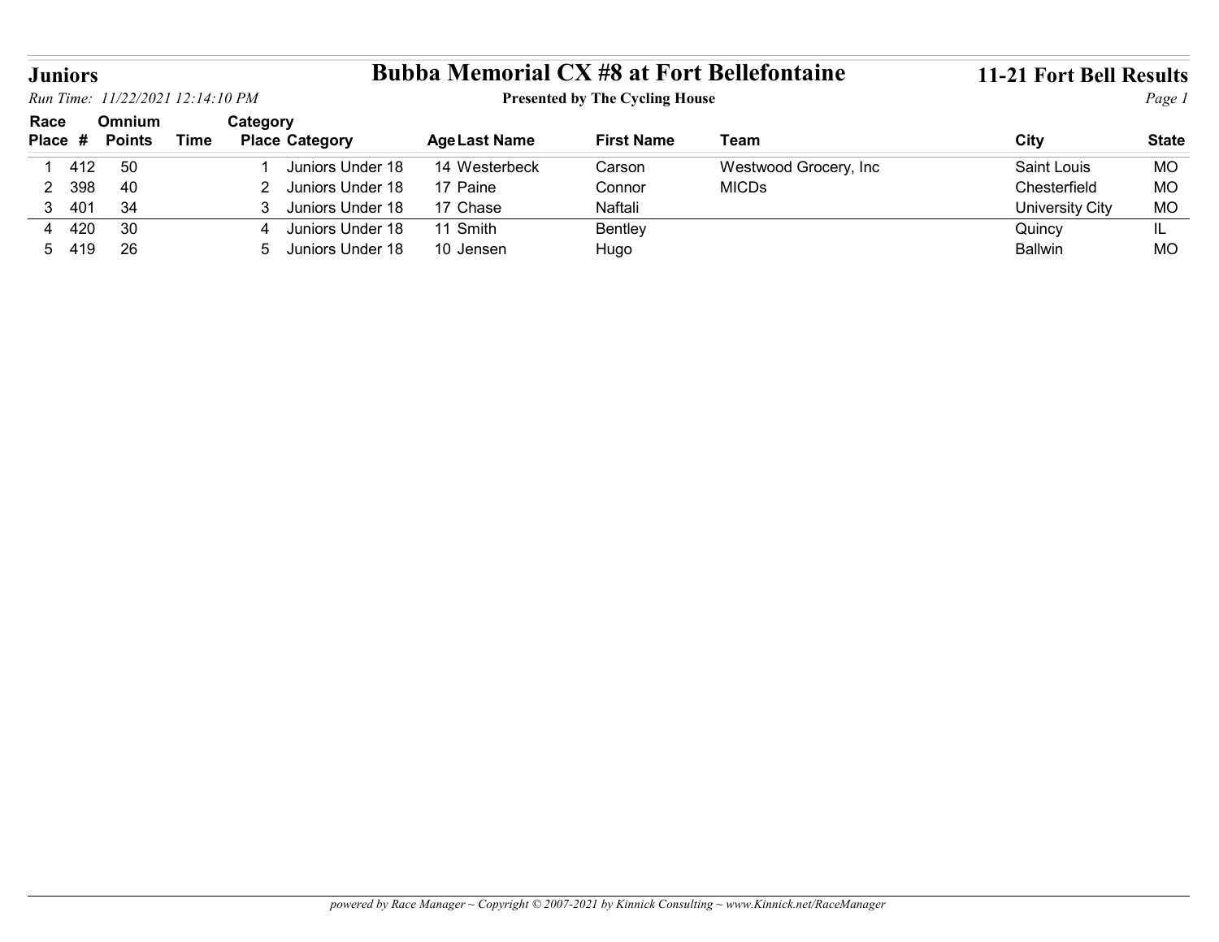# Juniors

## Bubba Memorial CX #8 at Fort Bellefontaine

**Presented by The Cycling House**

**11-21 Fort Bell Results**

*Run Time: 11/22/2021 12:14:10 PM*

| Race Place | # | Omnium Points | Time | Category Place | Category | Age | Last Name | First Name | Team | City | State |
|---|---|---|---|---|---|---|---|---|---|---|---|
| 1 | 412 | 50 | | 1 | Juniors Under 18 | 14 | Westerbeck | Carson | Westwood Grocery, Inc | Saint Louis | MO |
| 2 | 398 | 40 | | 2 | Juniors Under 18 | 17 | Paine | Connor | MICDs | Chesterfield | MO |
| 3 | 401 | 34 | | 3 | Juniors Under 18 | 17 | Chase | Naftali | | University City | MO |
| 4 | 420 | 30 | | 4 | Juniors Under 18 | 11 | Smith | Bentley | | Quincy | IL |
| 5 | 419 | 26 | | 5 | Juniors Under 18 | 10 | Jensen | Hugo | | Ballwin | MO |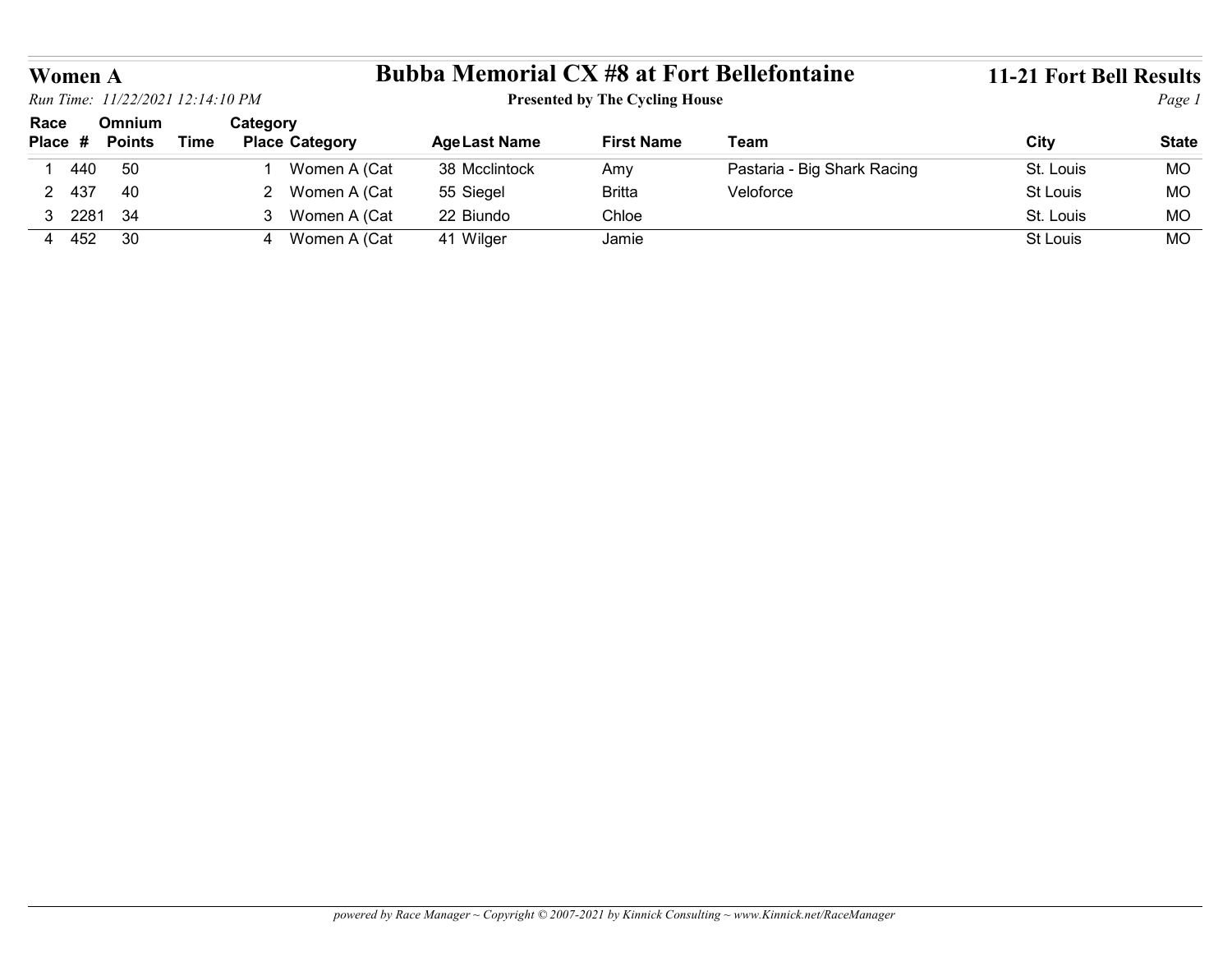# Women A

## Bubba Memorial CX #8 at Fort Bellefontaine

**Presented by The Cycling House**

**11-21 Fort Bell Results**

*Run Time: 11/22/2021 12:14:10 PM*

| Race Place | # | Omnium Points | Time | Category Place | Category | Age | Last Name | First Name | Team | City | State |
|---|---|---|---|---|---|---|---|---|---|---|---|
| 1 | 440 | 50 | | 1 | Women A (Cat | 38 | Mcclintock | Amy | Pastaria - Big Shark Racing | St. Louis | MO |
| 2 | 437 | 40 | | 2 | Women A (Cat | 55 | Siegel | Britta | Veloforce | St Louis | MO |
| 3 | 2281 | 34 | | 3 | Women A (Cat | 22 | Biundo | Chloe | | St. Louis | MO |
| 4 | 452 | 30 | | 4 | Women A (Cat | 41 | Wilger | Jamie | | St Louis | MO |

*powered by Race Manager ~ Copyright © 2007-2021 by Kinnick Consulting ~ www.Kinnick.net/RaceManager*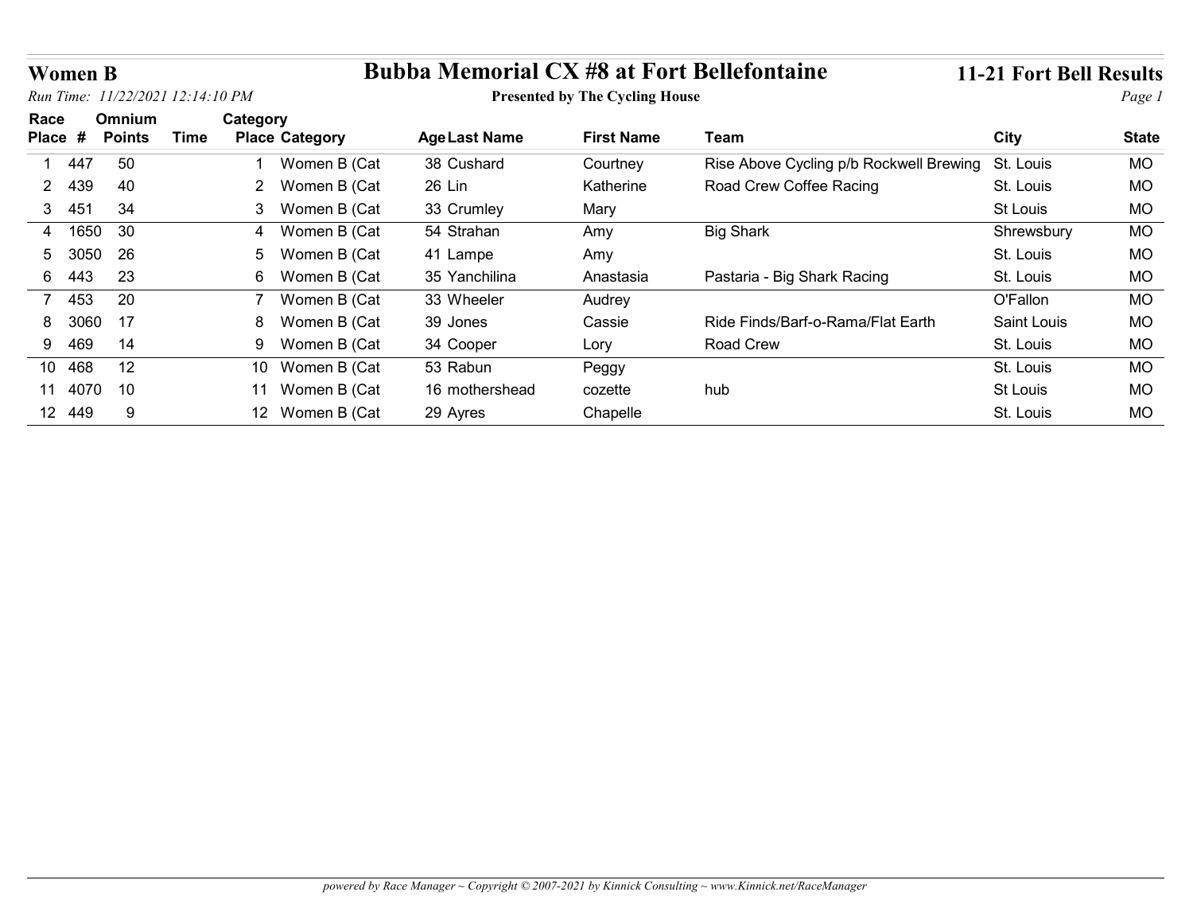# Bubba Memorial CX #8 at Fort Bellefontaine

**Presented by The Cycling House**

## Women B

*Run Time: 11/22/2021 12:14:10 PM*

**11-21 Fort Bell Results**

| Race Place | # | Omnium Points | Time | Category Place | Category | Age | Last Name | First Name | Team | City | State |
|---|---|---|---|---|---|---|---|---|---|---|---|
| 1 | 447 | 50 | | 1 | Women B (Cat | 38 | Cushard | Courtney | Rise Above Cycling p/b Rockwell Brewing | St. Louis | MO |
| 2 | 439 | 40 | | 2 | Women B (Cat | 26 | Lin | Katherine | Road Crew Coffee Racing | St. Louis | MO |
| 3 | 451 | 34 | | 3 | Women B (Cat | 33 | Crumley | Mary | | St Louis | MO |
| 4 | 1650 | 30 | | 4 | Women B (Cat | 54 | Strahan | Amy | Big Shark | Shrewsbury | MO |
| 5 | 3050 | 26 | | 5 | Women B (Cat | 41 | Lampe | Amy | | St. Louis | MO |
| 6 | 443 | 23 | | 6 | Women B (Cat | 35 | Yanchilina | Anastasia | Pastaria - Big Shark Racing | St. Louis | MO |
| 7 | 453 | 20 | | 7 | Women B (Cat | 33 | Wheeler | Audrey | | O'Fallon | MO |
| 8 | 3060 | 17 | | 8 | Women B (Cat | 39 | Jones | Cassie | Ride Finds/Barf-o-Rama/Flat Earth | Saint Louis | MO |
| 9 | 469 | 14 | | 9 | Women B (Cat | 34 | Cooper | Lory | Road Crew | St. Louis | MO |
| 10 | 468 | 12 | | 10 | Women B (Cat | 53 | Rabun | Peggy | | St. Louis | MO |
| 11 | 4070 | 10 | | 11 | Women B (Cat | 16 | mothershead | cozette | hub | St Louis | MO |
| 12 | 449 | 9 | | 12 | Women B (Cat | 29 | Ayres | Chapelle | | St. Louis | MO |

*powered by Race Manager ~ Copyright © 2007-2021 by Kinnick Consulting ~ www.Kinnick.net/RaceManager*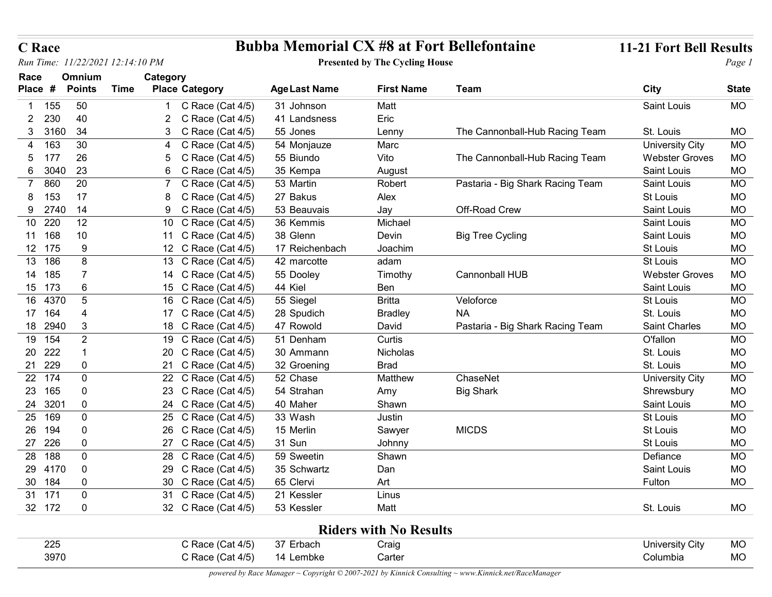**C Race**

# Bubba Memorial CX #8 at Fort Bellefontaine

**Presented by The Cycling House**

**11-21 Fort Bell Results**

*Run Time: 11/22/2021 12:14:10 PM*

| Race Place | # | Omnium Points | Time | Category Place | Category | Age | Last Name | First Name | Team | City | State |
|---|---|---|---|---|---|---|---|---|---|---|---|
| 1 | 155 | 50 | | 1 | C Race (Cat 4/5) | 31 | Johnson | Matt | | Saint Louis | MO |
| 2 | 230 | 40 | | 2 | C Race (Cat 4/5) | 41 | Landsness | Eric | | | |
| 3 | 3160 | 34 | | 3 | C Race (Cat 4/5) | 55 | Jones | Lenny | The Cannonball-Hub Racing Team | St. Louis | MO |
| 4 | 163 | 30 | | 4 | C Race (Cat 4/5) | 54 | Monjauze | Marc | | University City | MO |
| 5 | 177 | 26 | | 5 | C Race (Cat 4/5) | 55 | Biundo | Vito | The Cannonball-Hub Racing Team | Webster Groves | MO |
| 6 | 3040 | 23 | | 6 | C Race (Cat 4/5) | 35 | Kempa | August | | Saint Louis | MO |
| 7 | 860 | 20 | | 7 | C Race (Cat 4/5) | 53 | Martin | Robert | Pastaria - Big Shark Racing Team | Saint Louis | MO |
| 8 | 153 | 17 | | 8 | C Race (Cat 4/5) | 27 | Bakus | Alex | | St Louis | MO |
| 9 | 2740 | 14 | | 9 | C Race (Cat 4/5) | 53 | Beauvais | Jay | Off-Road Crew | Saint Louis | MO |
| 10 | 220 | 12 | | 10 | C Race (Cat 4/5) | 36 | Kemmis | Michael | | Saint Louis | MO |
| 11 | 168 | 10 | | 11 | C Race (Cat 4/5) | 38 | Glenn | Devin | Big Tree Cycling | Saint Louis | MO |
| 12 | 175 | 9 | | 12 | C Race (Cat 4/5) | 17 | Reichenbach | Joachim | | St Louis | MO |
| 13 | 186 | 8 | | 13 | C Race (Cat 4/5) | 42 | marcotte | adam | | St Louis | MO |
| 14 | 185 | 7 | | 14 | C Race (Cat 4/5) | 55 | Dooley | Timothy | Cannonball HUB | Webster Groves | MO |
| 15 | 173 | 6 | | 15 | C Race (Cat 4/5) | 44 | Kiel | Ben | | Saint Louis | MO |
| 16 | 4370 | 5 | | 16 | C Race (Cat 4/5) | 55 | Siegel | Britta | Veloforce | St Louis | MO |
| 17 | 164 | 4 | | 17 | C Race (Cat 4/5) | 28 | Spudich | Bradley | NA | St. Louis | MO |
| 18 | 2940 | 3 | | 18 | C Race (Cat 4/5) | 47 | Rowold | David | Pastaria - Big Shark Racing Team | Saint Charles | MO |
| 19 | 154 | 2 | | 19 | C Race (Cat 4/5) | 51 | Denham | Curtis | | O'fallon | MO |
| 20 | 222 | 1 | | 20 | C Race (Cat 4/5) | 30 | Ammann | Nicholas | | St. Louis | MO |
| 21 | 229 | 0 | | 21 | C Race (Cat 4/5) | 32 | Groening | Brad | | St. Louis | MO |
| 22 | 174 | 0 | | 22 | C Race (Cat 4/5) | 52 | Chase | Matthew | ChaseNet | University City | MO |
| 23 | 165 | 0 | | 23 | C Race (Cat 4/5) | 54 | Strahan | Amy | Big Shark | Shrewsbury | MO |
| 24 | 3201 | 0 | | 24 | C Race (Cat 4/5) | 40 | Maher | Shawn | | Saint Louis | MO |
| 25 | 169 | 0 | | 25 | C Race (Cat 4/5) | 33 | Wash | Justin | | St Louis | MO |
| 26 | 194 | 0 | | 26 | C Race (Cat 4/5) | 15 | Merlin | Sawyer | MICDS | St Louis | MO |
| 27 | 226 | 0 | | 27 | C Race (Cat 4/5) | 31 | Sun | Johnny | | St Louis | MO |
| 28 | 188 | 0 | | 28 | C Race (Cat 4/5) | 59 | Sweetin | Shawn | | Defiance | MO |
| 29 | 4170 | 0 | | 29 | C Race (Cat 4/5) | 35 | Schwartz | Dan | | Saint Louis | MO |
| 30 | 184 | 0 | | 30 | C Race (Cat 4/5) | 65 | Clervi | Art | | Fulton | MO |
| 31 | 171 | 0 | | 31 | C Race (Cat 4/5) | 21 | Kessler | Linus | | | |
| 32 | 172 | 0 | | 32 | C Race (Cat 4/5) | 53 | Kessler | Matt | | St. Louis | MO |

## Riders with No Results

| # | Category | Age | Last Name | First Name | City | State |
|---|---|---|---|---|---|---|
| 225 | C Race (Cat 4/5) | 37 | Erbach | Craig | University City | MO |
| 3970 | C Race (Cat 4/5) | 14 | Lembke | Carter | Columbia | MO |

*powered by Race Manager ~ Copyright © 2007-2021 by Kinnick Consulting ~ www.Kinnick.net/RaceManager*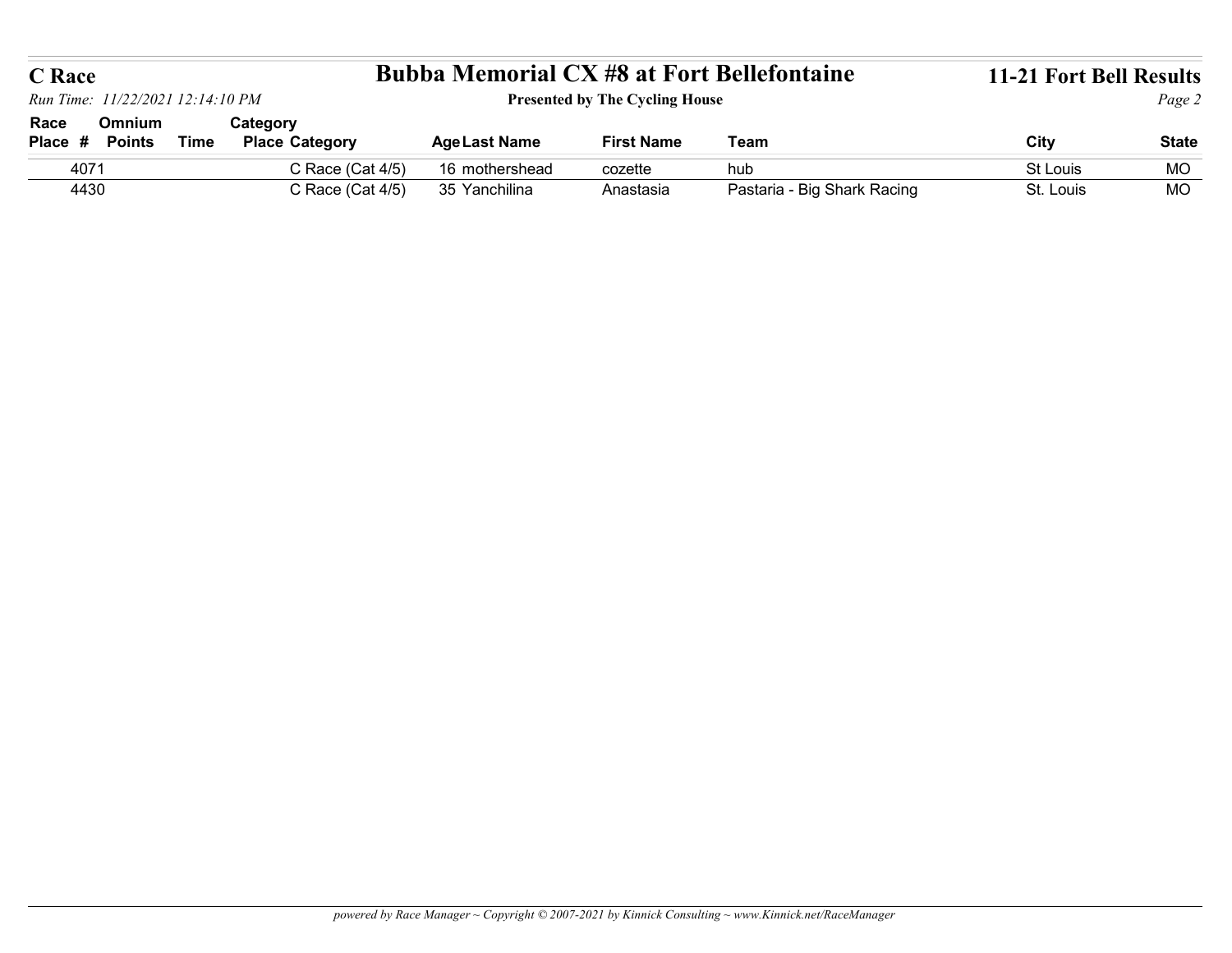| Race Place | # | Omnium Points | Time | Category Place | Category | Age | Last Name | First Name | Team | City | State |
|---|---|---|---|---|---|---|---|---|---|---|---|
| | 4071 | | | | C Race (Cat 4/5) | 16 | mothershead | cozette | hub | St Louis | MO |
| | 4430 | | | | C Race (Cat 4/5) | 35 | Yanchilina | Anastasia | Pastaria - Big Shark Racing | St. Louis | MO |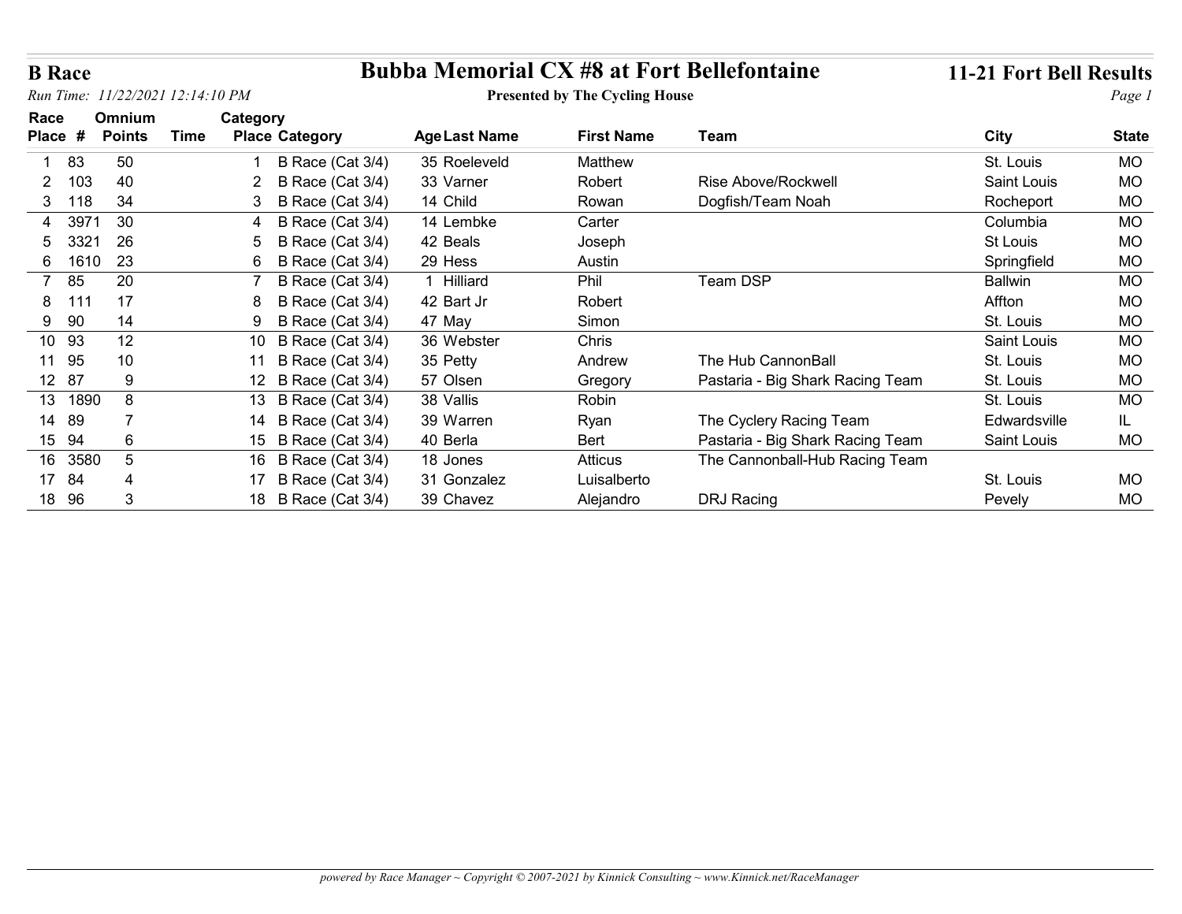# B Race

## Bubba Memorial CX #8 at Fort Bellefontaine

**Presented by The Cycling House**

**11-21 Fort Bell Results**

*Run Time: 11/22/2021 12:14:10 PM*

| Race Place | # | Omnium Points | Time | Category Place | Category | Age | Last Name | First Name | Team | City | State |
|---|---|---|---|---|---|---|---|---|---|---|---|
| 1 | 83 | 50 | | 1 | B Race (Cat 3/4) | 35 | Roeleveld | Matthew | | St. Louis | MO |
| 2 | 103 | 40 | | 2 | B Race (Cat 3/4) | 33 | Varner | Robert | Rise Above/Rockwell | Saint Louis | MO |
| 3 | 118 | 34 | | 3 | B Race (Cat 3/4) | 14 | Child | Rowan | Dogfish/Team Noah | Rocheport | MO |
| 4 | 3971 | 30 | | 4 | B Race (Cat 3/4) | 14 | Lembke | Carter | | Columbia | MO |
| 5 | 3321 | 26 | | 5 | B Race (Cat 3/4) | 42 | Beals | Joseph | | St Louis | MO |
| 6 | 1610 | 23 | | 6 | B Race (Cat 3/4) | 29 | Hess | Austin | | Springfield | MO |
| 7 | 85 | 20 | | 7 | B Race (Cat 3/4) | 1 | Hilliard | Phil | Team DSP | Ballwin | MO |
| 8 | 111 | 17 | | 8 | B Race (Cat 3/4) | 42 | Bart Jr | Robert | | Affton | MO |
| 9 | 90 | 14 | | 9 | B Race (Cat 3/4) | 47 | May | Simon | | St. Louis | MO |
| 10 | 93 | 12 | | 10 | B Race (Cat 3/4) | 36 | Webster | Chris | | Saint Louis | MO |
| 11 | 95 | 10 | | 11 | B Race (Cat 3/4) | 35 | Petty | Andrew | The Hub CannonBall | St. Louis | MO |
| 12 | 87 | 9 | | 12 | B Race (Cat 3/4) | 57 | Olsen | Gregory | Pastaria - Big Shark Racing Team | St. Louis | MO |
| 13 | 1890 | 8 | | 13 | B Race (Cat 3/4) | 38 | Vallis | Robin | | St. Louis | MO |
| 14 | 89 | 7 | | 14 | B Race (Cat 3/4) | 39 | Warren | Ryan | The Cyclery Racing Team | Edwardsville | IL |
| 15 | 94 | 6 | | 15 | B Race (Cat 3/4) | 40 | Berla | Bert | Pastaria - Big Shark Racing Team | Saint Louis | MO |
| 16 | 3580 | 5 | | 16 | B Race (Cat 3/4) | 18 | Jones | Atticus | The Cannonball-Hub Racing Team | | |
| 17 | 84 | 4 | | 17 | B Race (Cat 3/4) | 31 | Gonzalez | Luisalberto | | St. Louis | MO |
| 18 | 96 | 3 | | 18 | B Race (Cat 3/4) | 39 | Chavez | Alejandro | DRJ Racing | Pevely | MO |

*powered by Race Manager ~ Copyright © 2007-2021 by Kinnick Consulting ~ www.Kinnick.net/RaceManager*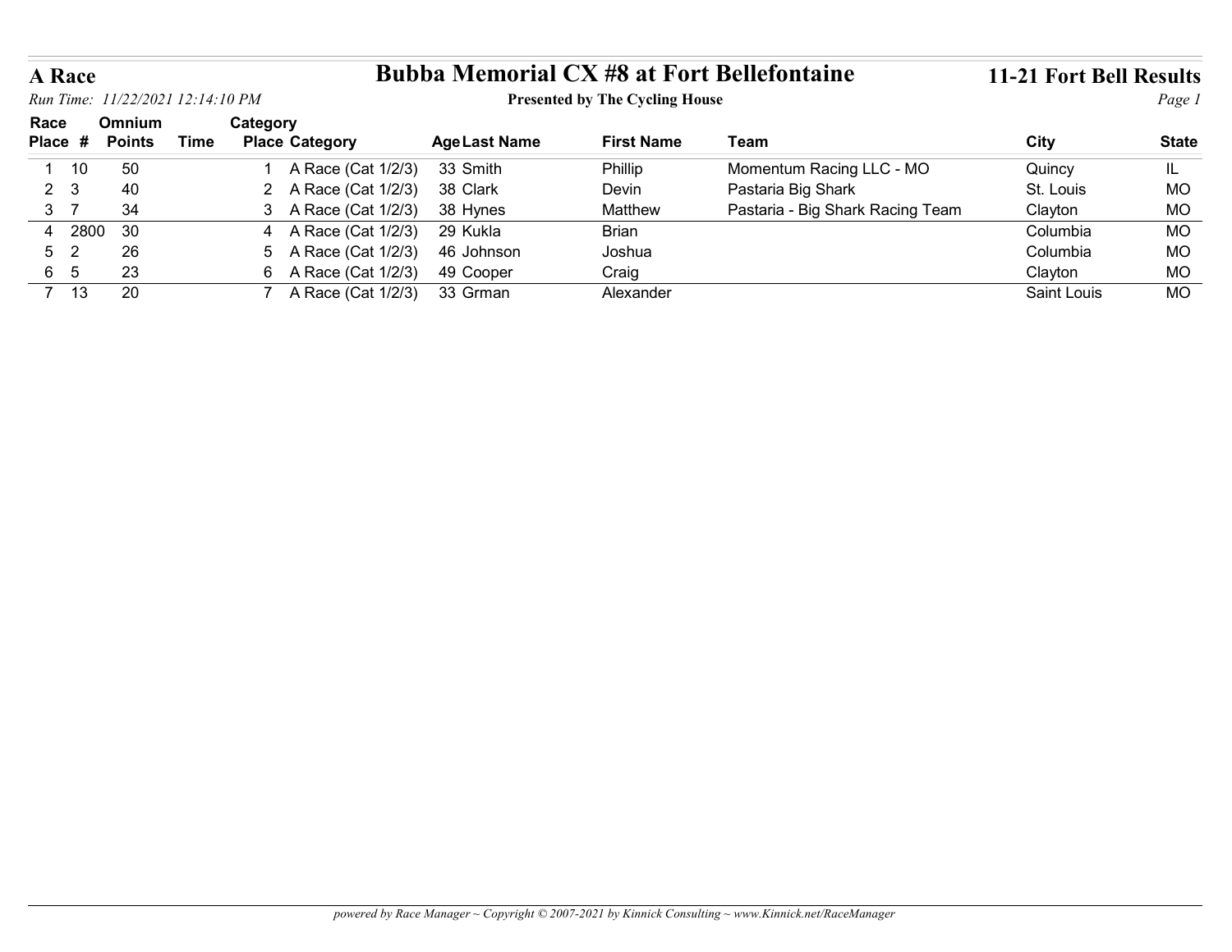**A Race** | # Bubba Memorial CX #8 at Fort Bellefontaine | **11-21 Fort Bell Results**

*Run Time: 11/22/2021 12:14:10 PM* | **Presented by The Cycling House**

| Race Place | # | Omnium Points | Time | Category Place | Category | Age | Last Name | First Name | Team | City | State |
|---|---|---|---|---|---|---|---|---|---|---|---|
| 1 | 10 | 50 | | 1 | A Race (Cat 1/2/3) | 33 | Smith | Phillip | Momentum Racing LLC - MO | Quincy | IL |
| 2 | 3 | 40 | | 2 | A Race (Cat 1/2/3) | 38 | Clark | Devin | Pastaria Big Shark | St. Louis | MO |
| 3 | 7 | 34 | | 3 | A Race (Cat 1/2/3) | 38 | Hynes | Matthew | Pastaria - Big Shark Racing Team | Clayton | MO |
| 4 | 2800 | 30 | | 4 | A Race (Cat 1/2/3) | 29 | Kukla | Brian | | Columbia | MO |
| 5 | 2 | 26 | | 5 | A Race (Cat 1/2/3) | 46 | Johnson | Joshua | | Columbia | MO |
| 6 | 5 | 23 | | 6 | A Race (Cat 1/2/3) | 49 | Cooper | Craig | | Clayton | MO |
| 7 | 13 | 20 | | 7 | A Race (Cat 1/2/3) | 33 | Grman | Alexander | | Saint Louis | MO |

*powered by Race Manager ~ Copyright © 2007-2021 by Kinnick Consulting ~ www.Kinnick.net/RaceManager*